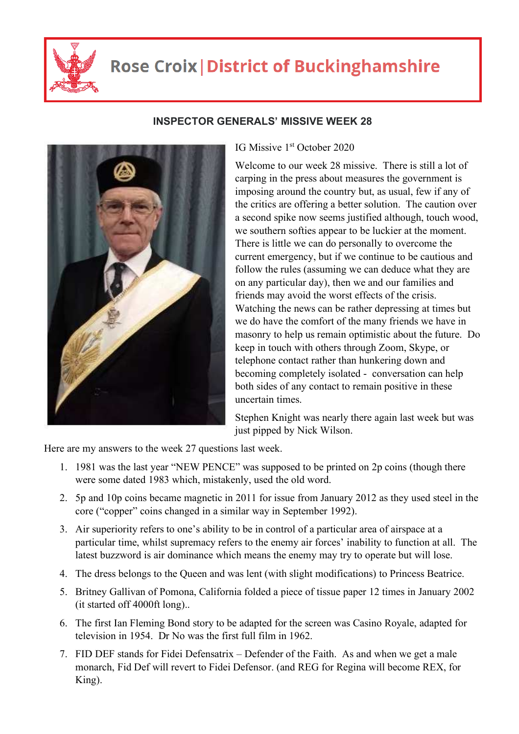# Rose Croix | District of Buckinghamshire

## INSPECTOR GENERALS' MISSIVE WEEK 28

IG Missive 1st October 2020

Welcome to our week 28 missive. There is still a lot of carping in the press about measures the government is imposing around the country but, as usual, few if any of the critics are offering a better solution. The caution over a second spike now seems justified although, touch wood, we southern softies appear to be luckier at the moment. There is little we can do personally to overcome the current emergency, but if we continue to be cautious and follow the rules (assuming we can deduce what they are on any particular day), then we and our families and friends may avoid the worst effects of the crisis. Watching the news can be rather depressing at times but we do have the comfort of the many friends we have in masonry to help us remain optimistic about the future. Do keep in touch with others through Zoom, Skype, or telephone contact rather than hunkering down and becoming completely isolated - conversation can help both sides of any contact to remain positive in these uncertain times.

Stephen Knight was nearly there again last week but was just pipped by Nick Wilson.

Here are my answers to the week 27 questions last week.

1. 1981 was the last year "NEW PENCE" was supposed to be printed on 2p coins (though there were some dated 1983 which, mistakenly, used the old word.
2. 5p and 10p coins became magnetic in 2011 for issue from January 2012 as they used steel in the core ("copper" coins changed in a similar way in September 1992).
3. Air superiority refers to one's ability to be in control of a particular area of airspace at a particular time, whilst supremacy refers to the enemy air forces' inability to function at all. The latest buzzword is air dominance which means the enemy may try to operate but will lose.
4. The dress belongs to the Queen and was lent (with slight modifications) to Princess Beatrice.
5. Britney Gallivan of Pomona, California folded a piece of tissue paper 12 times in January 2002 (it started off 4000ft long)..
6. The first Ian Fleming Bond story to be adapted for the screen was Casino Royale, adapted for television in 1954. Dr No was the first full film in 1962.
7. FID DEF stands for Fidei Defensatrix – Defender of the Faith. As and when we get a male monarch, Fid Def will revert to Fidei Defensor. (and REG for Regina will become REX, for King).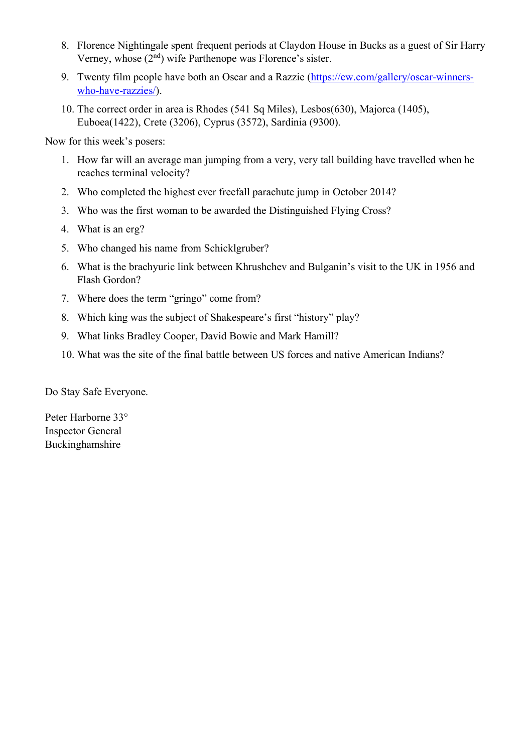8. Florence Nightingale spent frequent periods at Claydon House in Bucks as a guest of Sir Harry Verney, whose (2nd) wife Parthenope was Florence's sister.
9. Twenty film people have both an Oscar and a Razzie (https://ew.com/gallery/oscar-winners-who-have-razzies/).
10. The correct order in area is Rhodes (541 Sq Miles), Lesbos(630), Majorca (1405), Euboea(1422), Crete (3206), Cyprus (3572), Sardinia (9300).

Now for this week's posers:

1. How far will an average man jumping from a very, very tall building have travelled when he reaches terminal velocity?
2. Who completed the highest ever freefall parachute jump in October 2014?
3. Who was the first woman to be awarded the Distinguished Flying Cross?
4. What is an erg?
5. Who changed his name from Schicklgruber?
6. What is the brachyuric link between Khrushchev and Bulganin's visit to the UK in 1956 and Flash Gordon?
7. Where does the term "gringo" come from?
8. Which king was the subject of Shakespeare's first "history" play?
9. What links Bradley Cooper, David Bowie and Mark Hamill?
10. What was the site of the final battle between US forces and native American Indians?

Do Stay Safe Everyone.

Peter Harborne 33°
Inspector General
Buckinghamshire